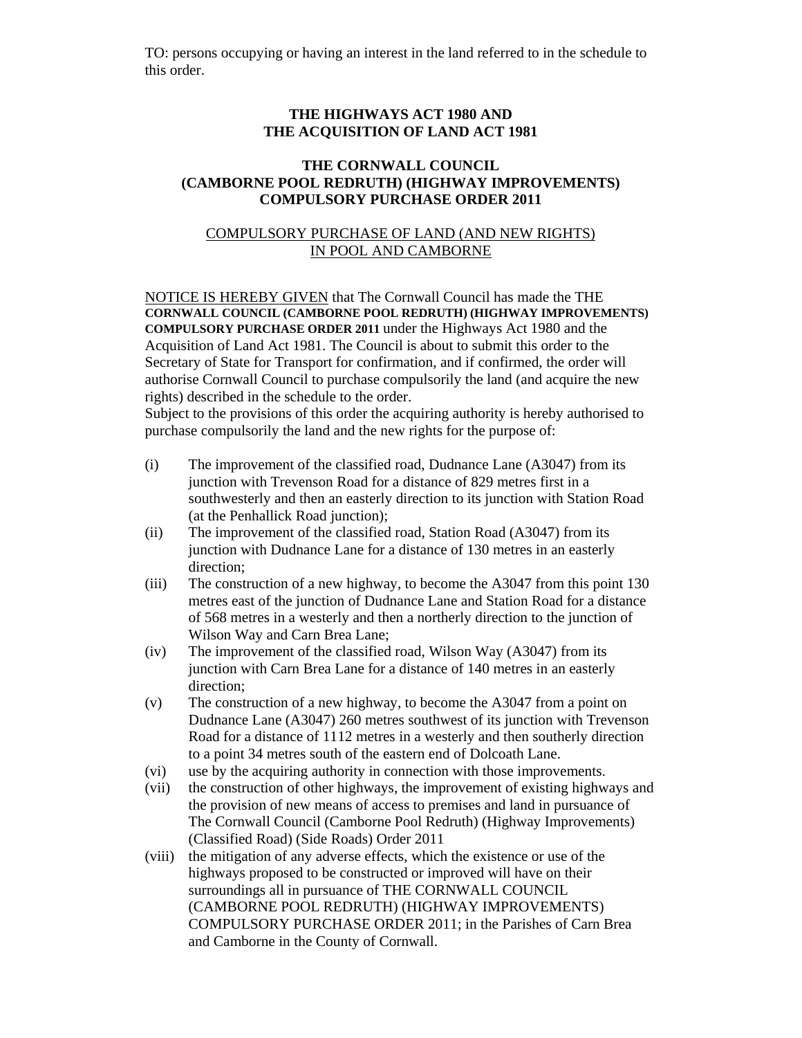TO: persons occupying or having an interest in the land referred to in the schedule to this order.

**THE HIGHWAYS ACT 1980 AND THE ACQUISITION OF LAND ACT 1981**

**THE CORNWALL COUNCIL (CAMBORNE POOL REDRUTH) (HIGHWAY IMPROVEMENTS) COMPULSORY PURCHASE ORDER 2011**

COMPULSORY PURCHASE OF LAND (AND NEW RIGHTS) IN POOL AND CAMBORNE

NOTICE IS HEREBY GIVEN that The Cornwall Council has made the **THE CORNWALL COUNCIL (CAMBORNE POOL REDRUTH) (HIGHWAY IMPROVEMENTS) COMPULSORY PURCHASE ORDER 2011** under the Highways Act 1980 and the Acquisition of Land Act 1981. The Council is about to submit this order to the Secretary of State for Transport for confirmation, and if confirmed, the order will authorise Cornwall Council to purchase compulsorily the land (and acquire the new rights) described in the schedule to the order.

Subject to the provisions of this order the acquiring authority is hereby authorised to purchase compulsorily the land and the new rights for the purpose of:

(i) The improvement of the classified road, Dudnance Lane (A3047) from its junction with Trevenson Road for a distance of 829 metres first in a southwesterly and then an easterly direction to its junction with Station Road (at the Penhallick Road junction);

(ii) The improvement of the classified road, Station Road (A3047) from its junction with Dudnance Lane for a distance of 130 metres in an easterly direction;

(iii) The construction of a new highway, to become the A3047 from this point 130 metres east of the junction of Dudnance Lane and Station Road for a distance of 568 metres in a westerly and then a northerly direction to the junction of Wilson Way and Carn Brea Lane;

(iv) The improvement of the classified road, Wilson Way (A3047) from its junction with Carn Brea Lane for a distance of 140 metres in an easterly direction;

(v) The construction of a new highway, to become the A3047 from a point on Dudnance Lane (A3047) 260 metres southwest of its junction with Trevenson Road for a distance of 1112 metres in a westerly and then southerly direction to a point 34 metres south of the eastern end of Dolcoath Lane.

(vi) use by the acquiring authority in connection with those improvements.

(vii) the construction of other highways, the improvement of existing highways and the provision of new means of access to premises and land in pursuance of The Cornwall Council (Camborne Pool Redruth) (Highway Improvements) (Classified Road) (Side Roads) Order 2011

(viii) the mitigation of any adverse effects, which the existence or use of the highways proposed to be constructed or improved will have on their surroundings all in pursuance of THE CORNWALL COUNCIL (CAMBORNE POOL REDRUTH) (HIGHWAY IMPROVEMENTS) COMPULSORY PURCHASE ORDER 2011; in the Parishes of Carn Brea and Camborne in the County of Cornwall.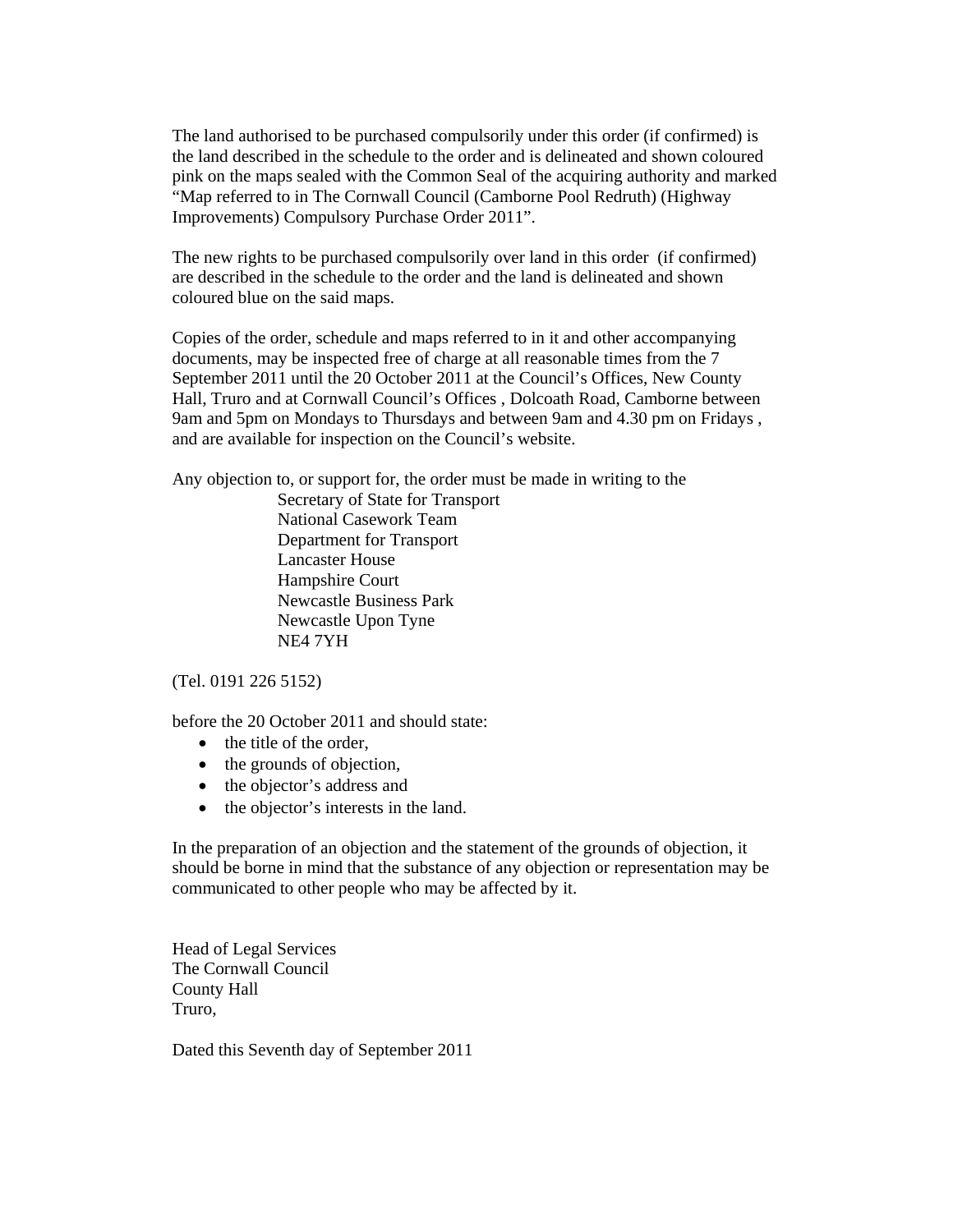The land authorised to be purchased compulsorily under this order (if confirmed) is the land described in the schedule to the order and is delineated and shown coloured pink on the maps sealed with the Common Seal of the acquiring authority and marked "Map referred to in The Cornwall Council (Camborne Pool Redruth) (Highway Improvements) Compulsory Purchase Order 2011".

The new rights to be purchased compulsorily over land in this order (if confirmed) are described in the schedule to the order and the land is delineated and shown coloured blue on the said maps.

Copies of the order, schedule and maps referred to in it and other accompanying documents, may be inspected free of charge at all reasonable times from the 7 September 2011 until the 20 October 2011 at the Council's Offices, New County Hall, Truro and at Cornwall Council's Offices , Dolcoath Road, Camborne between 9am and 5pm on Mondays to Thursdays and between 9am and 4.30 pm on Fridays , and are available for inspection on the Council's website.

Any objection to, or support for, the order must be made in writing to the

Secretary of State for Transport  
National Casework Team  
Department for Transport  
Lancaster House  
Hampshire Court  
Newcastle Business Park  
Newcastle Upon Tyne  
NE4 7YH

(Tel. 0191 226 5152)

before the 20 October 2011 and should state:

- the title of the order,
- the grounds of objection,
- the objector's address and
- the objector's interests in the land.

In the preparation of an objection and the statement of the grounds of objection, it should be borne in mind that the substance of any objection or representation may be communicated to other people who may be affected by it.

Head of Legal Services  
The Cornwall Council  
County Hall  
Truro,

Dated this Seventh day of September 2011